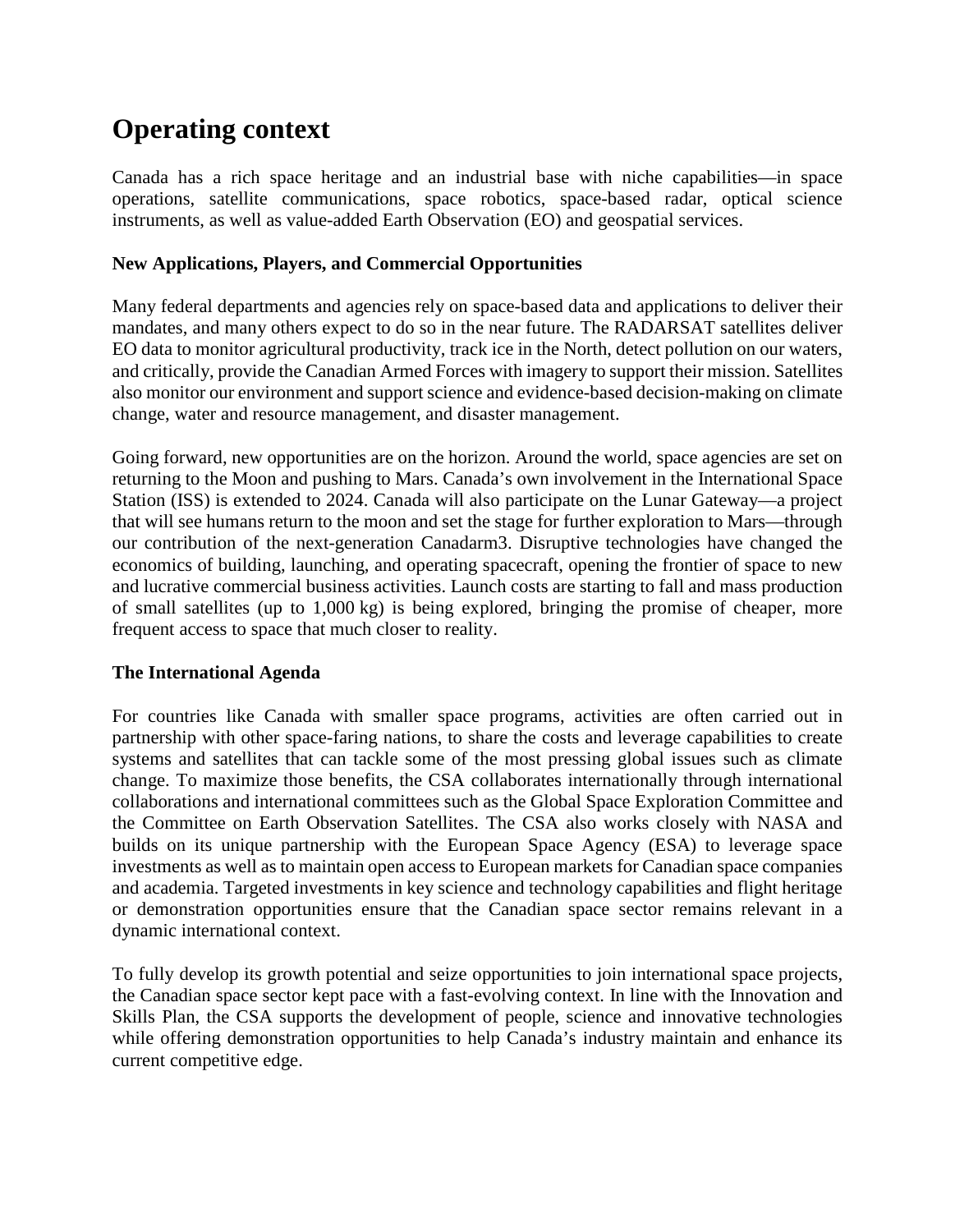# Operating context

Canada has a rich space heritage and an industrial base with niche capabilities—in space operations, satellite communications, space robotics, space-based radar, optical science instruments, as well as value-added Earth Observation (EO) and geospatial services.

**New Applications, Players, and Commercial Opportunities**

Many federal departments and agencies rely on space-based data and applications to deliver their mandates, and many others expect to do so in the near future. The RADARSAT satellites deliver EO data to monitor agricultural productivity, track ice in the North, detect pollution on our waters, and critically, provide the Canadian Armed Forces with imagery to support their mission. Satellites also monitor our environment and support science and evidence-based decision-making on climate change, water and resource management, and disaster management.

Going forward, new opportunities are on the horizon. Around the world, space agencies are set on returning to the Moon and pushing to Mars. Canada's own involvement in the International Space Station (ISS) is extended to 2024. Canada will also participate on the Lunar Gateway—a project that will see humans return to the moon and set the stage for further exploration to Mars—through our contribution of the next-generation Canadarm3. Disruptive technologies have changed the economics of building, launching, and operating spacecraft, opening the frontier of space to new and lucrative commercial business activities. Launch costs are starting to fall and mass production of small satellites (up to 1,000 kg) is being explored, bringing the promise of cheaper, more frequent access to space that much closer to reality.

**The International Agenda**

For countries like Canada with smaller space programs, activities are often carried out in partnership with other space-faring nations, to share the costs and leverage capabilities to create systems and satellites that can tackle some of the most pressing global issues such as climate change. To maximize those benefits, the CSA collaborates internationally through international collaborations and international committees such as the Global Space Exploration Committee and the Committee on Earth Observation Satellites. The CSA also works closely with NASA and builds on its unique partnership with the European Space Agency (ESA) to leverage space investments as well as to maintain open access to European markets for Canadian space companies and academia. Targeted investments in key science and technology capabilities and flight heritage or demonstration opportunities ensure that the Canadian space sector remains relevant in a dynamic international context.

To fully develop its growth potential and seize opportunities to join international space projects, the Canadian space sector kept pace with a fast-evolving context. In line with the Innovation and Skills Plan, the CSA supports the development of people, science and innovative technologies while offering demonstration opportunities to help Canada's industry maintain and enhance its current competitive edge.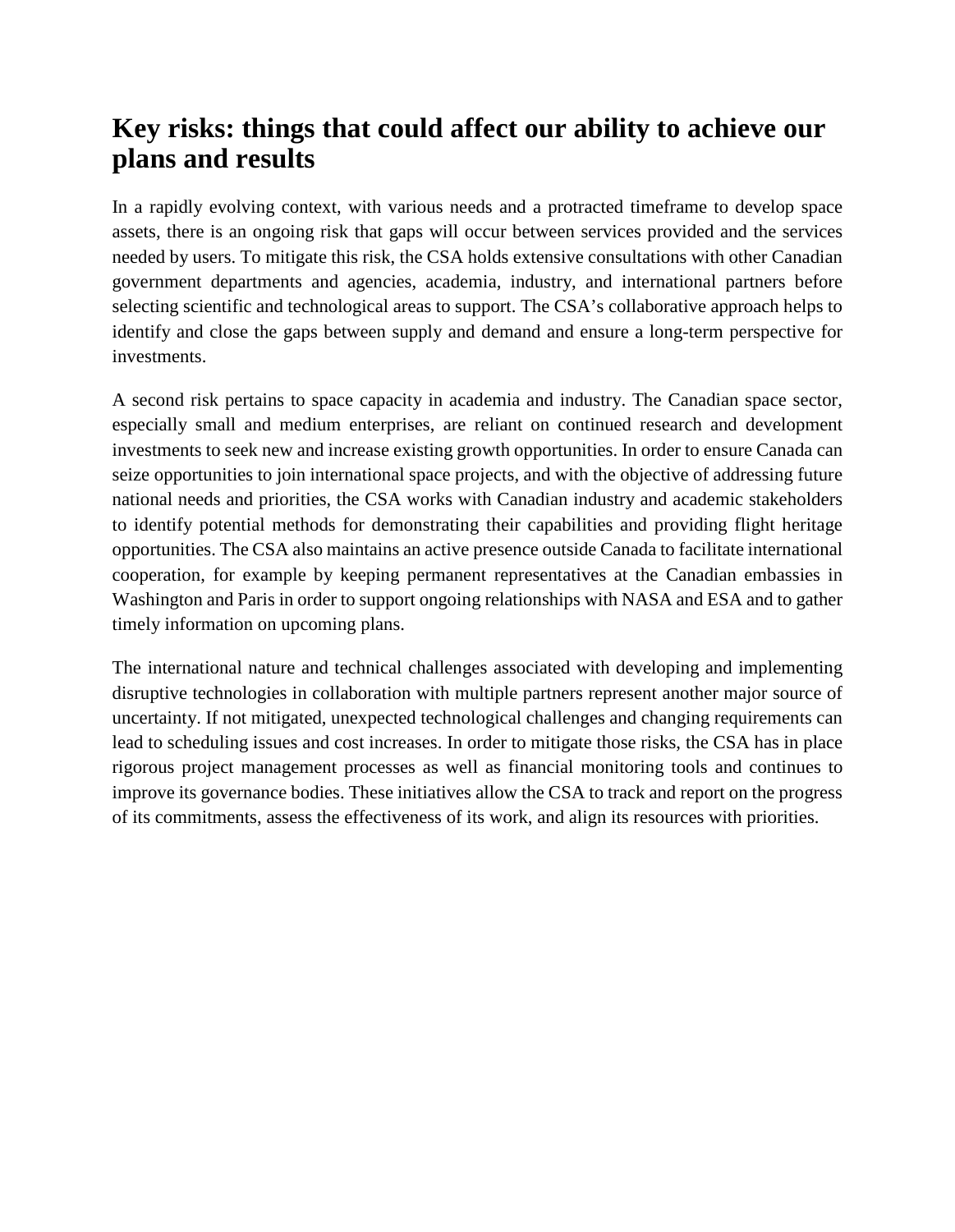## Key risks: things that could affect our ability to achieve our plans and results

In a rapidly evolving context, with various needs and a protracted timeframe to develop space assets, there is an ongoing risk that gaps will occur between services provided and the services needed by users. To mitigate this risk, the CSA holds extensive consultations with other Canadian government departments and agencies, academia, industry, and international partners before selecting scientific and technological areas to support. The CSA's collaborative approach helps to identify and close the gaps between supply and demand and ensure a long-term perspective for investments.

A second risk pertains to space capacity in academia and industry. The Canadian space sector, especially small and medium enterprises, are reliant on continued research and development investments to seek new and increase existing growth opportunities. In order to ensure Canada can seize opportunities to join international space projects, and with the objective of addressing future national needs and priorities, the CSA works with Canadian industry and academic stakeholders to identify potential methods for demonstrating their capabilities and providing flight heritage opportunities. The CSA also maintains an active presence outside Canada to facilitate international cooperation, for example by keeping permanent representatives at the Canadian embassies in Washington and Paris in order to support ongoing relationships with NASA and ESA and to gather timely information on upcoming plans.

The international nature and technical challenges associated with developing and implementing disruptive technologies in collaboration with multiple partners represent another major source of uncertainty. If not mitigated, unexpected technological challenges and changing requirements can lead to scheduling issues and cost increases. In order to mitigate those risks, the CSA has in place rigorous project management processes as well as financial monitoring tools and continues to improve its governance bodies. These initiatives allow the CSA to track and report on the progress of its commitments, assess the effectiveness of its work, and align its resources with priorities.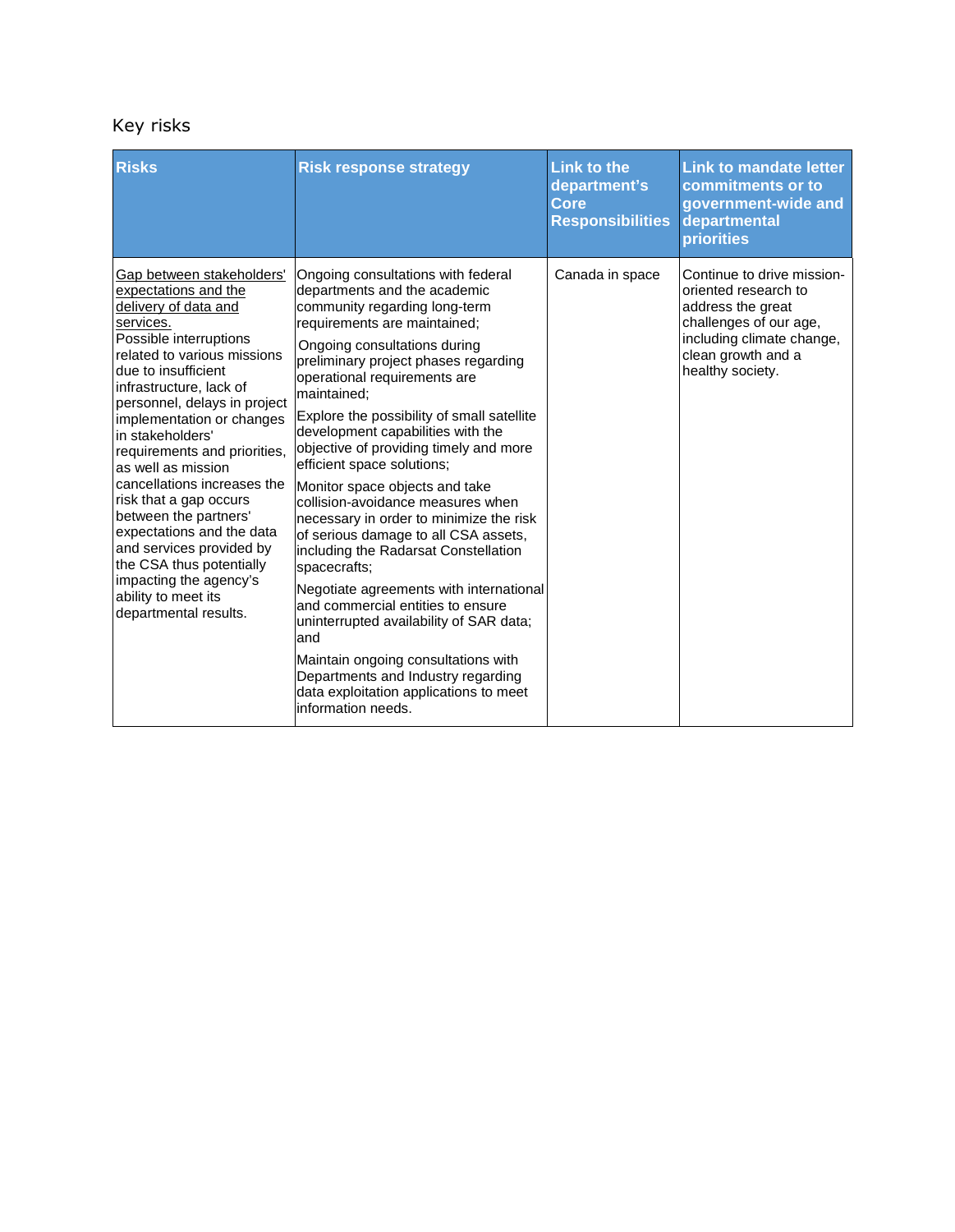## Key risks

| Risks | Risk response strategy | Link to the department's Core Responsibilities | Link to mandate letter commitments or to government-wide and departmental priorities |
|---|---|---|---|
| Gap between stakeholders' expectations and the delivery of data and services. Possible interruptions related to various missions due to insufficient infrastructure, lack of personnel, delays in project implementation or changes in stakeholders' requirements and priorities, as well as mission cancellations increases the risk that a gap occurs between the partners' expectations and the data and services provided by the CSA thus potentially impacting the agency's ability to meet its departmental results. | Ongoing consultations with federal departments and the academic community regarding long-term requirements are maintained;<br><br>Ongoing consultations during preliminary project phases regarding operational requirements are maintained;<br><br>Explore the possibility of small satellite development capabilities with the objective of providing timely and more efficient space solutions;<br><br>Monitor space objects and take collision-avoidance measures when necessary in order to minimize the risk of serious damage to all CSA assets, including the Radarsat Constellation spacecrafts;<br><br>Negotiate agreements with international and commercial entities to ensure uninterrupted availability of SAR data; and<br><br>Maintain ongoing consultations with Departments and Industry regarding data exploitation applications to meet information needs. | Canada in space | Continue to drive mission-oriented research to address the great challenges of our age, including climate change, clean growth and a healthy society. |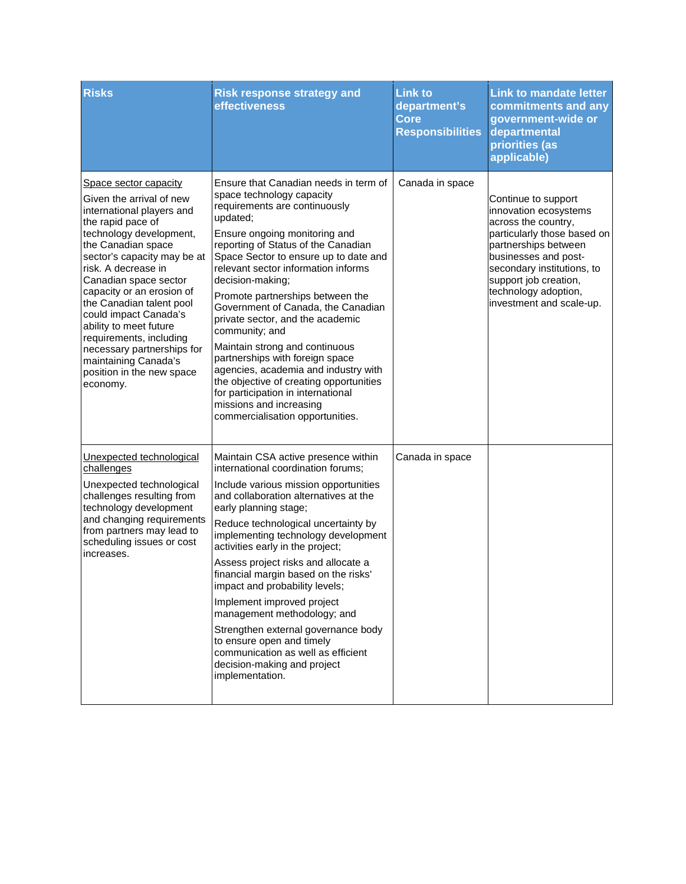| Risks | Risk response strategy and effectiveness | Link to department's Core Responsibilities | Link to mandate letter commitments and any government-wide or departmental priorities (as applicable) |
|---|---|---|---|
| Space sector capacity<br><br>Given the arrival of new international players and the rapid pace of technology development, the Canadian space sector's capacity may be at risk. A decrease in Canadian space sector capacity or an erosion of the Canadian talent pool could impact Canada's ability to meet future requirements, including necessary partnerships for maintaining Canada's position in the new space economy. | Ensure that Canadian needs in term of space technology capacity requirements are continuously updated;<br><br>Ensure ongoing monitoring and reporting of Status of the Canadian Space Sector to ensure up to date and relevant sector information informs decision-making;<br><br>Promote partnerships between the Government of Canada, the Canadian private sector, and the academic community; and<br><br>Maintain strong and continuous partnerships with foreign space agencies, academia and industry with the objective of creating opportunities for participation in international missions and increasing commercialisation opportunities. | Canada in space | Continue to support innovation ecosystems across the country, particularly those based on partnerships between businesses and post-secondary institutions, to support job creation, technology adoption, investment and scale-up. |
| Unexpected technological challenges<br><br>Unexpected technological challenges resulting from technology development and changing requirements from partners may lead to scheduling issues or cost increases. | Maintain CSA active presence within international coordination forums;<br><br>Include various mission opportunities and collaboration alternatives at the early planning stage;<br><br>Reduce technological uncertainty by implementing technology development activities early in the project;<br><br>Assess project risks and allocate a financial margin based on the risks' impact and probability levels;<br><br>Implement improved project management methodology; and<br><br>Strengthen external governance body to ensure open and timely communication as well as efficient decision-making and project implementation. | Canada in space | |